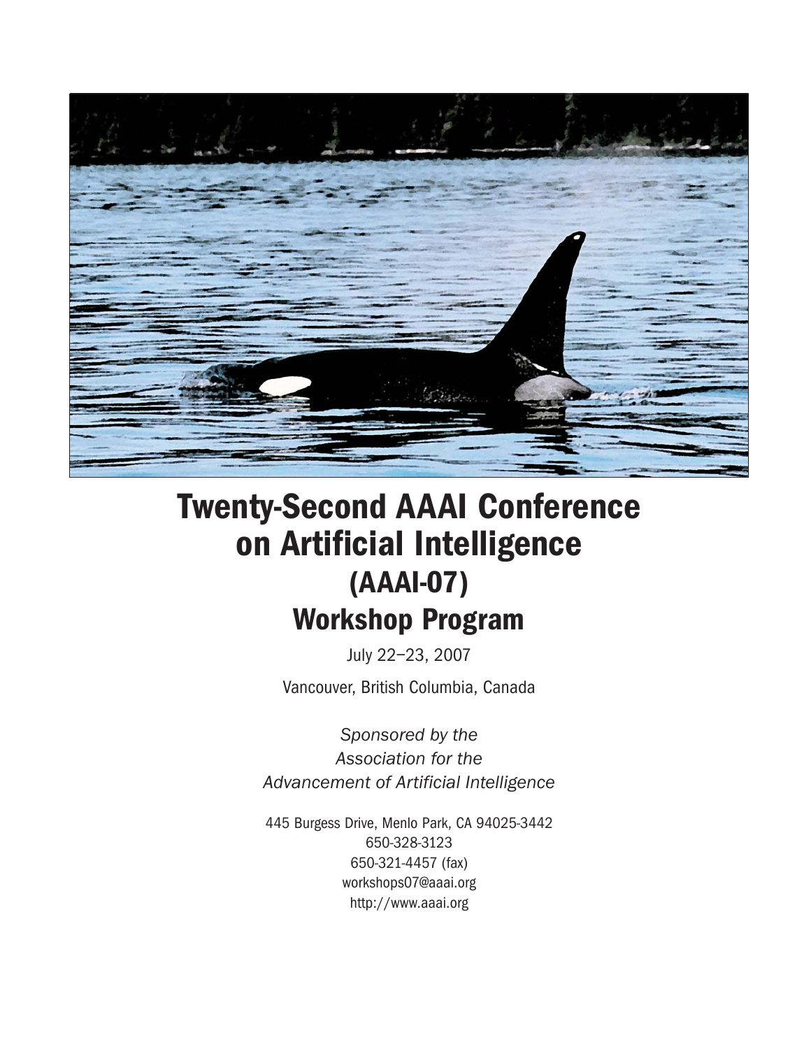# Twenty-Second AAAI Conference on Artificial Intelligence (AAAI-07)

## Workshop Program

July 22–23, 2007

Vancouver, British Columbia, Canada

*Sponsored by the*
*Association for the*
*Advancement of Artificial Intelligence*

445 Burgess Drive, Menlo Park, CA 94025-3442
650-328-3123
650-321-4457 (fax)
workshops07@aaai.org
http://www.aaai.org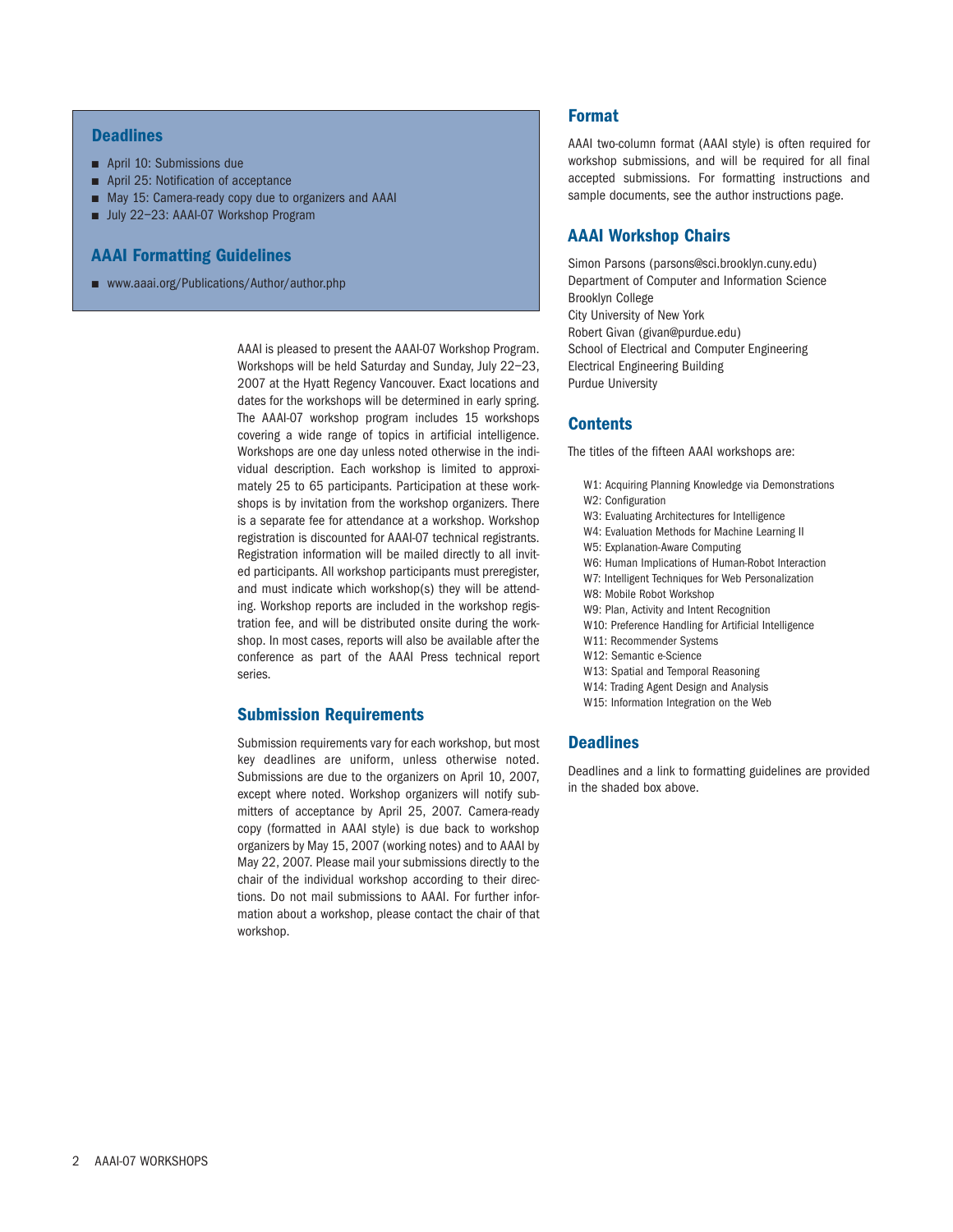## Deadlines

- April 10: Submissions due
- April 25: Notification of acceptance
- May 15: Camera-ready copy due to organizers and AAAI
- July 22–23: AAAI-07 Workshop Program

## AAAI Formatting Guidelines

- www.aaai.org/Publications/Author/author.php

AAAI is pleased to present the AAAI-07 Workshop Program. Workshops will be held Saturday and Sunday, July 22–23, 2007 at the Hyatt Regency Vancouver. Exact locations and dates for the workshops will be determined in early spring. The AAAI-07 workshop program includes 15 workshops covering a wide range of topics in artificial intelligence. Workshops are one day unless noted otherwise in the individual description. Each workshop is limited to approximately 25 to 65 participants. Participation at these workshops is by invitation from the workshop organizers. There is a separate fee for attendance at a workshop. Workshop registration is discounted for AAAI-07 technical registrants. Registration information will be mailed directly to all invited participants. All workshop participants must preregister, and must indicate which workshop(s) they will be attending. Workshop reports are included in the workshop registration fee, and will be distributed onsite during the workshop. In most cases, reports will also be available after the conference as part of the AAAI Press technical report series.

## Submission Requirements

Submission requirements vary for each workshop, but most key deadlines are uniform, unless otherwise noted. Submissions are due to the organizers on April 10, 2007, except where noted. Workshop organizers will notify submitters of acceptance by April 25, 2007. Camera-ready copy (formatted in AAAI style) is due back to workshop organizers by May 15, 2007 (working notes) and to AAAI by May 22, 2007. Please mail your submissions directly to the chair of the individual workshop according to their directions. Do not mail submissions to AAAI. For further information about a workshop, please contact the chair of that workshop.

## Format

AAAI two-column format (AAAI style) is often required for workshop submissions, and will be required for all final accepted submissions. For formatting instructions and sample documents, see the author instructions page.

## AAAI Workshop Chairs

Simon Parsons (parsons@sci.brooklyn.cuny.edu)
Department of Computer and Information Science
Brooklyn College
City University of New York

Robert Givan (givan@purdue.edu)
School of Electrical and Computer Engineering
Electrical Engineering Building
Purdue University

## Contents

The titles of the fifteen AAAI workshops are:

- W1: Acquiring Planning Knowledge via Demonstrations
- W2: Configuration
- W3: Evaluating Architectures for Intelligence
- W4: Evaluation Methods for Machine Learning II
- W5: Explanation-Aware Computing
- W6: Human Implications of Human-Robot Interaction
- W7: Intelligent Techniques for Web Personalization
- W8: Mobile Robot Workshop
- W9: Plan, Activity and Intent Recognition
- W10: Preference Handling for Artificial Intelligence
- W11: Recommender Systems
- W12: Semantic e-Science
- W13: Spatial and Temporal Reasoning
- W14: Trading Agent Design and Analysis
- W15: Information Integration on the Web

## Deadlines

Deadlines and a link to formatting guidelines are provided in the shaded box above.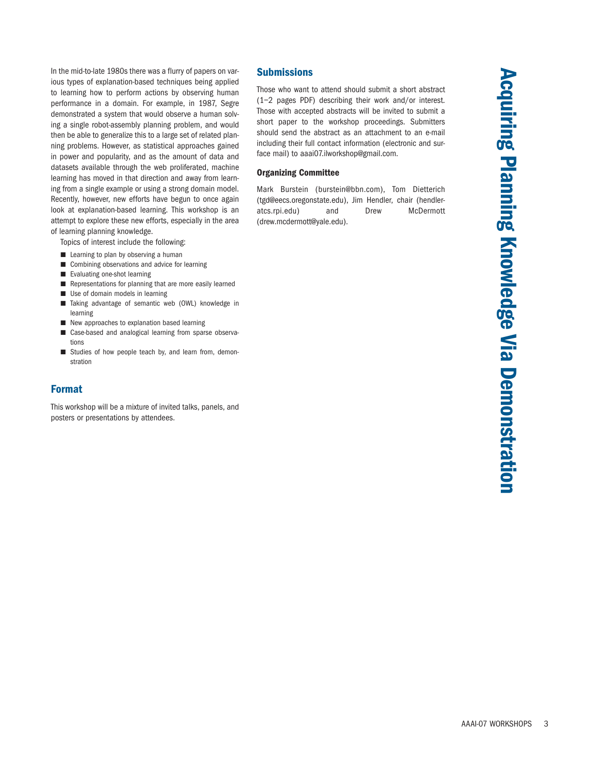# Acquiring Planning Knowledge Via Demonstration

In the mid-to-late 1980s there was a flurry of papers on various types of explanation-based techniques being applied to learning how to perform actions by observing human performance in a domain. For example, in 1987, Segre demonstrated a system that would observe a human solving a single robot-assembly planning problem, and would then be able to generalize this to a large set of related planning problems. However, as statistical approaches gained in power and popularity, and as the amount of data and datasets available through the web proliferated, machine learning has moved in that direction and away from learning from a single example or using a strong domain model. Recently, however, new efforts have begun to once again look at explanation-based learning. This workshop is an attempt to explore these new efforts, especially in the area of learning planning knowledge.

Topics of interest include the following:

- Learning to plan by observing a human
- Combining observations and advice for learning
- Evaluating one-shot learning
- Representations for planning that are more easily learned
- Use of domain models in learning
- Taking advantage of semantic web (OWL) knowledge in learning
- New approaches to explanation based learning
- Case-based and analogical learning from sparse observations
- Studies of how people teach by, and learn from, demonstration

## Format

This workshop will be a mixture of invited talks, panels, and posters or presentations by attendees.

## Submissions

Those who want to attend should submit a short abstract (1–2 pages PDF) describing their work and/or interest. Those with accepted abstracts will be invited to submit a short paper to the workshop proceedings. Submitters should send the abstract as an attachment to an e-mail including their full contact information (electronic and surface mail) to aaai07.ilworkshop@gmail.com.

### Organizing Committee

Mark Burstein (burstein@bbn.com), Tom Dietterich (tgd@eecs.oregonstate.edu), Jim Hendler, chair (hendler-atcs.rpi.edu) and Drew McDermott (drew.mcdermott@yale.edu).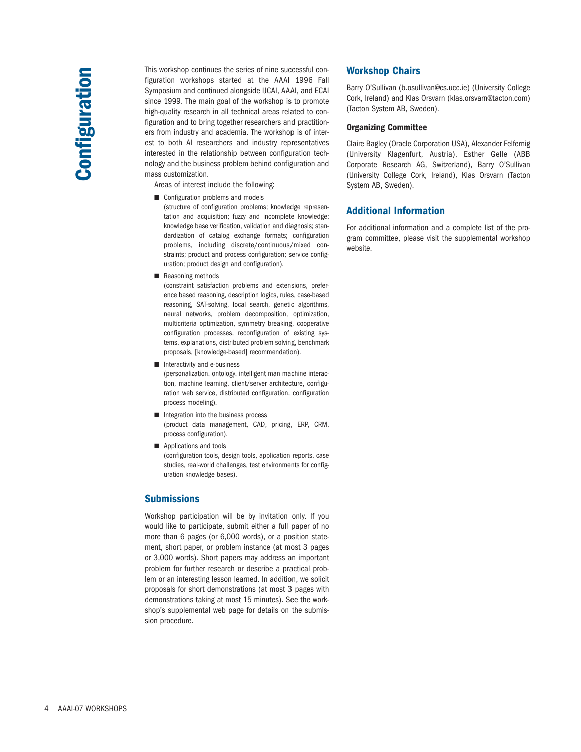# Configuration

This workshop continues the series of nine successful configuration workshops started at the AAAI 1996 Fall Symposium and continued alongside IJCAI, AAAI, and ECAI since 1999. The main goal of the workshop is to promote high-quality research in all technical areas related to configuration and to bring together researchers and practitioners from industry and academia. The workshop is of interest to both AI researchers and industry representatives interested in the relationship between configuration technology and the business problem behind configuration and mass customization.

Areas of interest include the following:

- Configuration problems and models
  (structure of configuration problems; knowledge representation and acquisition; fuzzy and incomplete knowledge; knowledge base verification, validation and diagnosis; standardization of catalog exchange formats; configuration problems, including discrete/continuous/mixed constraints; product and process configuration; service configuration; product design and configuration).
- Reasoning methods
  (constraint satisfaction problems and extensions, preference based reasoning, description logics, rules, case-based reasoning, SAT-solving, local search, genetic algorithms, neural networks, problem decomposition, optimization, multicriteria optimization, symmetry breaking, cooperative configuration processes, reconfiguration of existing systems, explanations, distributed problem solving, benchmark proposals, [knowledge-based] recommendation).
- Interactivity and e-business
  (personalization, ontology, intelligent man machine interaction, machine learning, client/server architecture, configuration web service, distributed configuration, configuration process modeling).
- Integration into the business process
  (product data management, CAD, pricing, ERP, CRM, process configuration).
- Applications and tools
  (configuration tools, design tools, application reports, case studies, real-world challenges, test environments for configuration knowledge bases).

## Submissions

Workshop participation will be by invitation only. If you would like to participate, submit either a full paper of no more than 6 pages (or 6,000 words), or a position statement, short paper, or problem instance (at most 3 pages or 3,000 words). Short papers may address an important problem for further research or describe a practical problem or an interesting lesson learned. In addition, we solicit proposals for short demonstrations (at most 3 pages with demonstrations taking at most 15 minutes). See the workshop's supplemental web page for details on the submission procedure.

## Workshop Chairs

Barry O'Sullivan (b.osullivan@cs.ucc.ie) (University College Cork, Ireland) and Klas Orsvarn (klas.orsvarn@tacton.com) (Tacton System AB, Sweden).

### Organizing Committee

Claire Bagley (Oracle Corporation USA), Alexander Felfernig (University Klagenfurt, Austria), Esther Gelle (ABB Corporate Research AG, Switzerland), Barry O'Sullivan (University College Cork, Ireland), Klas Orsvarn (Tacton System AB, Sweden).

## Additional Information

For additional information and a complete list of the program committee, please visit the supplemental workshop website.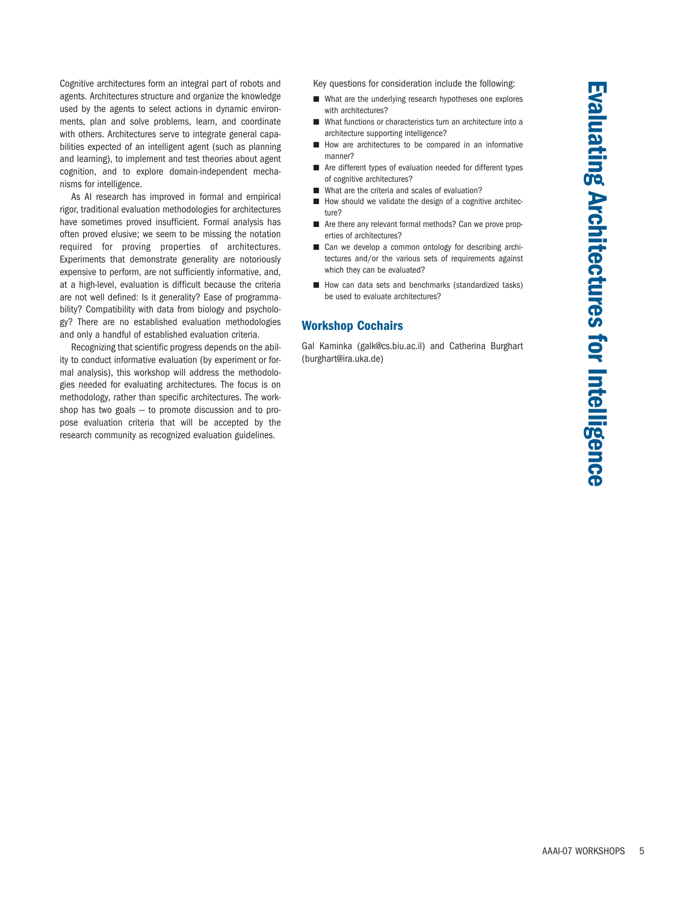# Evaluating Architectures for Intelligence

Cognitive architectures form an integral part of robots and agents. Architectures structure and organize the knowledge used by the agents to select actions in dynamic environments, plan and solve problems, learn, and coordinate with others. Architectures serve to integrate general capabilities expected of an intelligent agent (such as planning and learning), to implement and test theories about agent cognition, and to explore domain-independent mechanisms for intelligence.

As AI research has improved in formal and empirical rigor, traditional evaluation methodologies for architectures have sometimes proved insufficient. Formal analysis has often proved elusive; we seem to be missing the notation required for proving properties of architectures. Experiments that demonstrate generality are notoriously expensive to perform, are not sufficiently informative, and, at a high-level, evaluation is difficult because the criteria are not well defined: Is it generality? Ease of programmability? Compatibility with data from biology and psychology? There are no established evaluation methodologies and only a handful of established evaluation criteria.

Recognizing that scientific progress depends on the ability to conduct informative evaluation (by experiment or formal analysis), this workshop will address the methodologies needed for evaluating architectures. The focus is on methodology, rather than specific architectures. The workshop has two goals — to promote discussion and to propose evaluation criteria that will be accepted by the research community as recognized evaluation guidelines.

Key questions for consideration include the following:

- What are the underlying research hypotheses one explores with architectures?
- What functions or characteristics turn an architecture into a architecture supporting intelligence?
- How are architectures to be compared in an informative manner?
- Are different types of evaluation needed for different types of cognitive architectures?
- What are the criteria and scales of evaluation?
- How should we validate the design of a cognitive architecture?
- Are there any relevant formal methods? Can we prove properties of architectures?
- Can we develop a common ontology for describing architectures and/or the various sets of requirements against which they can be evaluated?
- How can data sets and benchmarks (standardized tasks) be used to evaluate architectures?

## Workshop Cochairs

Gal Kaminka (galk@cs.biu.ac.il) and Catherina Burghart (burghart@ira.uka.de)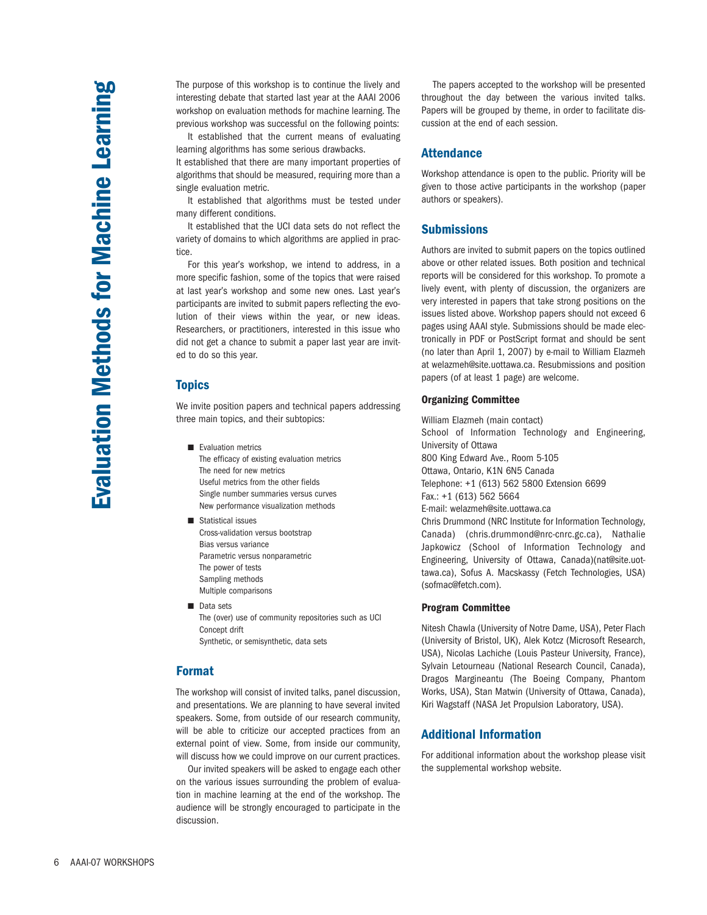# Evaluation Methods for Machine Learning

The purpose of this workshop is to continue the lively and interesting debate that started last year at the AAAI 2006 workshop on evaluation methods for machine learning. The previous workshop was successful on the following points:

It established that the current means of evaluating learning algorithms has some serious drawbacks.

It established that there are many important properties of algorithms that should be measured, requiring more than a single evaluation metric.

It established that algorithms must be tested under many different conditions.

It established that the UCI data sets do not reflect the variety of domains to which algorithms are applied in practice.

For this year's workshop, we intend to address, in a more specific fashion, some of the topics that were raised at last year's workshop and some new ones. Last year's participants are invited to submit papers reflecting the evolution of their views within the year, or new ideas. Researchers, or practitioners, interested in this issue who did not get a chance to submit a paper last year are invited to do so this year.

## Topics

We invite position papers and technical papers addressing three main topics, and their subtopics:

- Evaluation metrics
  - The efficacy of existing evaluation metrics
  - The need for new metrics
  - Useful metrics from the other fields
  - Single number summaries versus curves
  - New performance visualization methods
- Statistical issues
  - Cross-validation versus bootstrap
  - Bias versus variance
  - Parametric versus nonparametric
  - The power of tests
  - Sampling methods
  - Multiple comparisons
- Data sets
  - The (over) use of community repositories such as UCI
  - Concept drift
  - Synthetic, or semisynthetic, data sets

## Format

The workshop will consist of invited talks, panel discussion, and presentations. We are planning to have several invited speakers. Some, from outside of our research community, will be able to criticize our accepted practices from an external point of view. Some, from inside our community, will discuss how we could improve on our current practices.

Our invited speakers will be asked to engage each other on the various issues surrounding the problem of evaluation in machine learning at the end of the workshop. The audience will be strongly encouraged to participate in the discussion.

The papers accepted to the workshop will be presented throughout the day between the various invited talks. Papers will be grouped by theme, in order to facilitate discussion at the end of each session.

## Attendance

Workshop attendance is open to the public. Priority will be given to those active participants in the workshop (paper authors or speakers).

## Submissions

Authors are invited to submit papers on the topics outlined above or other related issues. Both position and technical reports will be considered for this workshop. To promote a lively event, with plenty of discussion, the organizers are very interested in papers that take strong positions on the issues listed above. Workshop papers should not exceed 6 pages using AAAI style. Submissions should be made electronically in PDF or PostScript format and should be sent (no later than April 1, 2007) by e-mail to William Elazmeh at welazmeh@site.uottawa.ca. Resubmissions and position papers (of at least 1 page) are welcome.

### Organizing Committee

William Elazmeh (main contact)
School of Information Technology and Engineering, University of Ottawa
800 King Edward Ave., Room 5-105
Ottawa, Ontario, K1N 6N5 Canada
Telephone: +1 (613) 562 5800 Extension 6699
Fax.: +1 (613) 562 5664
E-mail: welazmeh@site.uottawa.ca

Chris Drummond (NRC Institute for Information Technology, Canada) (chris.drummond@nrc-cnrc.gc.ca), Nathalie Japkowicz (School of Information Technology and Engineering, University of Ottawa, Canada)(nat@site.uottawa.ca), Sofus A. Macskassy (Fetch Technologies, USA) (sofmac@fetch.com).

### Program Committee

Nitesh Chawla (University of Notre Dame, USA), Peter Flach (University of Bristol, UK), Alek Kotcz (Microsoft Research, USA), Nicolas Lachiche (Louis Pasteur University, France), Sylvain Letourneau (National Research Council, Canada), Dragos Margineantu (The Boeing Company, Phantom Works, USA), Stan Matwin (University of Ottawa, Canada), Kiri Wagstaff (NASA Jet Propulsion Laboratory, USA).

## Additional Information

For additional information about the workshop please visit the supplemental workshop website.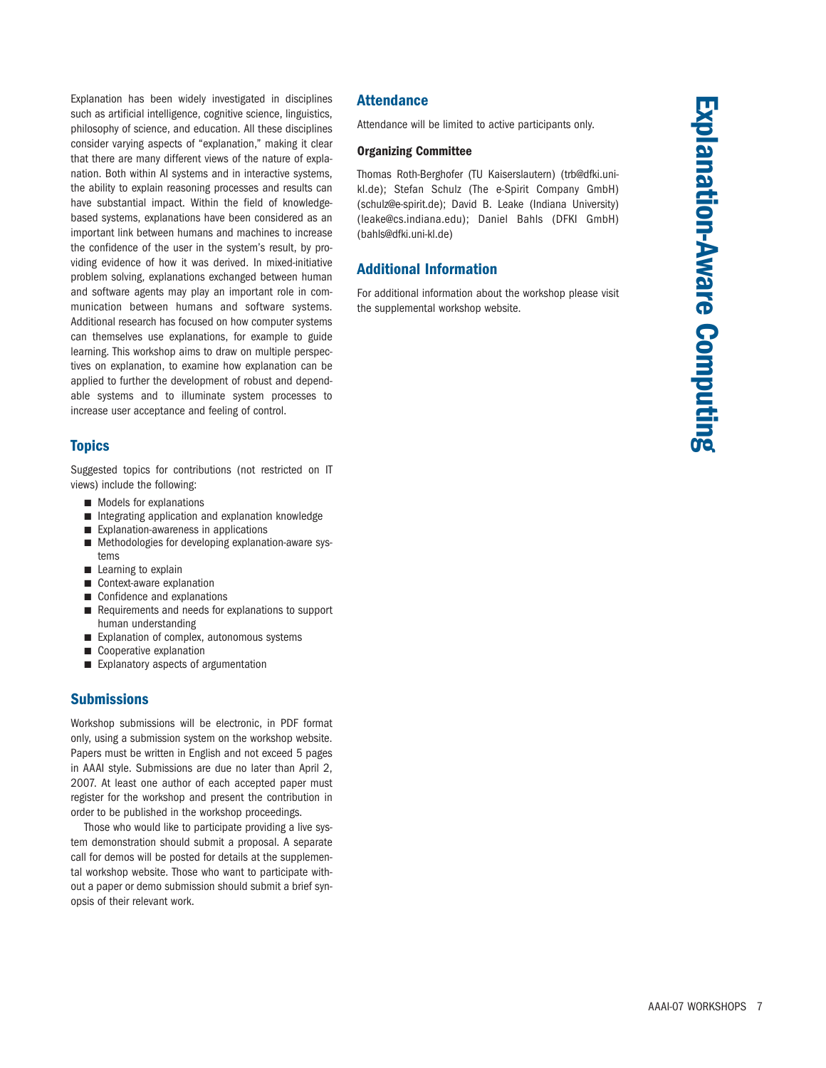# Explanation-Aware Computing

Explanation has been widely investigated in disciplines such as artificial intelligence, cognitive science, linguistics, philosophy of science, and education. All these disciplines consider varying aspects of "explanation," making it clear that there are many different views of the nature of explanation. Both within AI systems and in interactive systems, the ability to explain reasoning processes and results can have substantial impact. Within the field of knowledge-based systems, explanations have been considered as an important link between humans and machines to increase the confidence of the user in the system's result, by providing evidence of how it was derived. In mixed-initiative problem solving, explanations exchanged between human and software agents may play an important role in communication between humans and software systems. Additional research has focused on how computer systems can themselves use explanations, for example to guide learning. This workshop aims to draw on multiple perspectives on explanation, to examine how explanation can be applied to further the development of robust and dependable systems and to illuminate system processes to increase user acceptance and feeling of control.

## Topics

Suggested topics for contributions (not restricted on IT views) include the following:

- Models for explanations
- Integrating application and explanation knowledge
- Explanation-awareness in applications
- Methodologies for developing explanation-aware systems
- Learning to explain
- Context-aware explanation
- Confidence and explanations
- Requirements and needs for explanations to support human understanding
- Explanation of complex, autonomous systems
- Cooperative explanation
- Explanatory aspects of argumentation

## Submissions

Workshop submissions will be electronic, in PDF format only, using a submission system on the workshop website. Papers must be written in English and not exceed 5 pages in AAAI style. Submissions are due no later than April 2, 2007. At least one author of each accepted paper must register for the workshop and present the contribution in order to be published in the workshop proceedings.

Those who would like to participate providing a live system demonstration should submit a proposal. A separate call for demos will be posted for details at the supplemental workshop website. Those who want to participate without a paper or demo submission should submit a brief synopsis of their relevant work.

## Attendance

Attendance will be limited to active participants only.

### Organizing Committee

Thomas Roth-Berghofer (TU Kaiserslautern) (trb@dfki.uni-kl.de); Stefan Schulz (The e-Spirit Company GmbH) (schulz@e-spirit.de); David B. Leake (Indiana University) (leake@cs.indiana.edu); Daniel Bahls (DFKI GmbH) (bahls@dfki.uni-kl.de)

## Additional Information

For additional information about the workshop please visit the supplemental workshop website.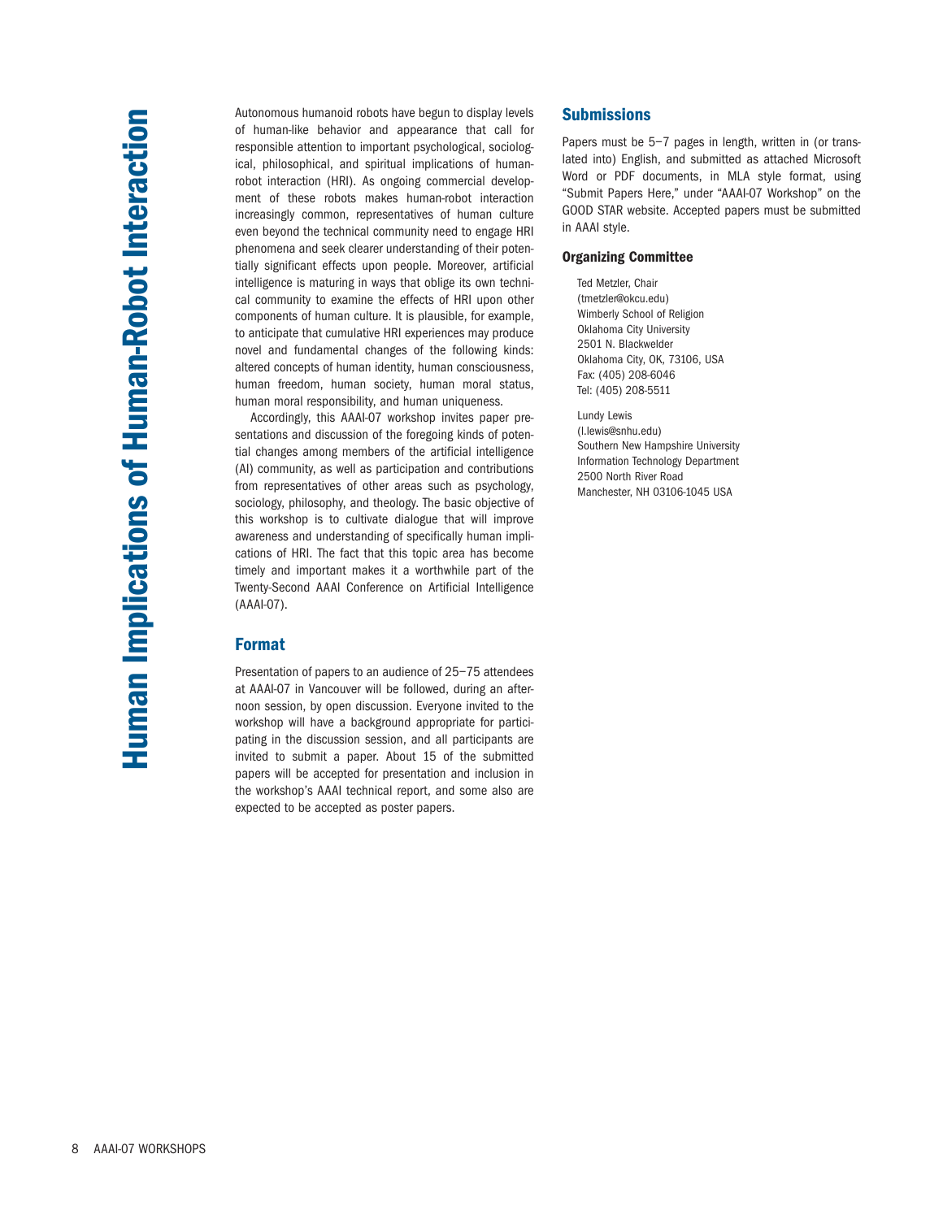# Human Implications of Human-Robot Interaction

Autonomous humanoid robots have begun to display levels of human-like behavior and appearance that call for responsible attention to important psychological, sociological, philosophical, and spiritual implications of human-robot interaction (HRI). As ongoing commercial development of these robots makes human-robot interaction increasingly common, representatives of human culture even beyond the technical community need to engage HRI phenomena and seek clearer understanding of their potentially significant effects upon people. Moreover, artificial intelligence is maturing in ways that oblige its own technical community to examine the effects of HRI upon other components of human culture. It is plausible, for example, to anticipate that cumulative HRI experiences may produce novel and fundamental changes of the following kinds: altered concepts of human identity, human consciousness, human freedom, human society, human moral status, human moral responsibility, and human uniqueness.

Accordingly, this AAAI-07 workshop invites paper presentations and discussion of the foregoing kinds of potential changes among members of the artificial intelligence (AI) community, as well as participation and contributions from representatives of other areas such as psychology, sociology, philosophy, and theology. The basic objective of this workshop is to cultivate dialogue that will improve awareness and understanding of specifically human implications of HRI. The fact that this topic area has become timely and important makes it a worthwhile part of the Twenty-Second AAAI Conference on Artificial Intelligence (AAAI-07).

## Format

Presentation of papers to an audience of 25–75 attendees at AAAI-07 in Vancouver will be followed, during an afternoon session, by open discussion. Everyone invited to the workshop will have a background appropriate for participating in the discussion session, and all participants are invited to submit a paper. About 15 of the submitted papers will be accepted for presentation and inclusion in the workshop's AAAI technical report, and some also are expected to be accepted as poster papers.

## Submissions

Papers must be 5–7 pages in length, written in (or translated into) English, and submitted as attached Microsoft Word or PDF documents, in MLA style format, using "Submit Papers Here," under "AAAI-07 Workshop" on the GOOD STAR website. Accepted papers must be submitted in AAAI style.

### Organizing Committee

Ted Metzler, Chair
(tmetzler@okcu.edu)
Wimberly School of Religion
Oklahoma City University
2501 N. Blackwelder
Oklahoma City, OK, 73106, USA
Fax: (405) 208-6046
Tel: (405) 208-5511

Lundy Lewis
(l.lewis@snhu.edu)
Southern New Hampshire University
Information Technology Department
2500 North River Road
Manchester, NH 03106-1045 USA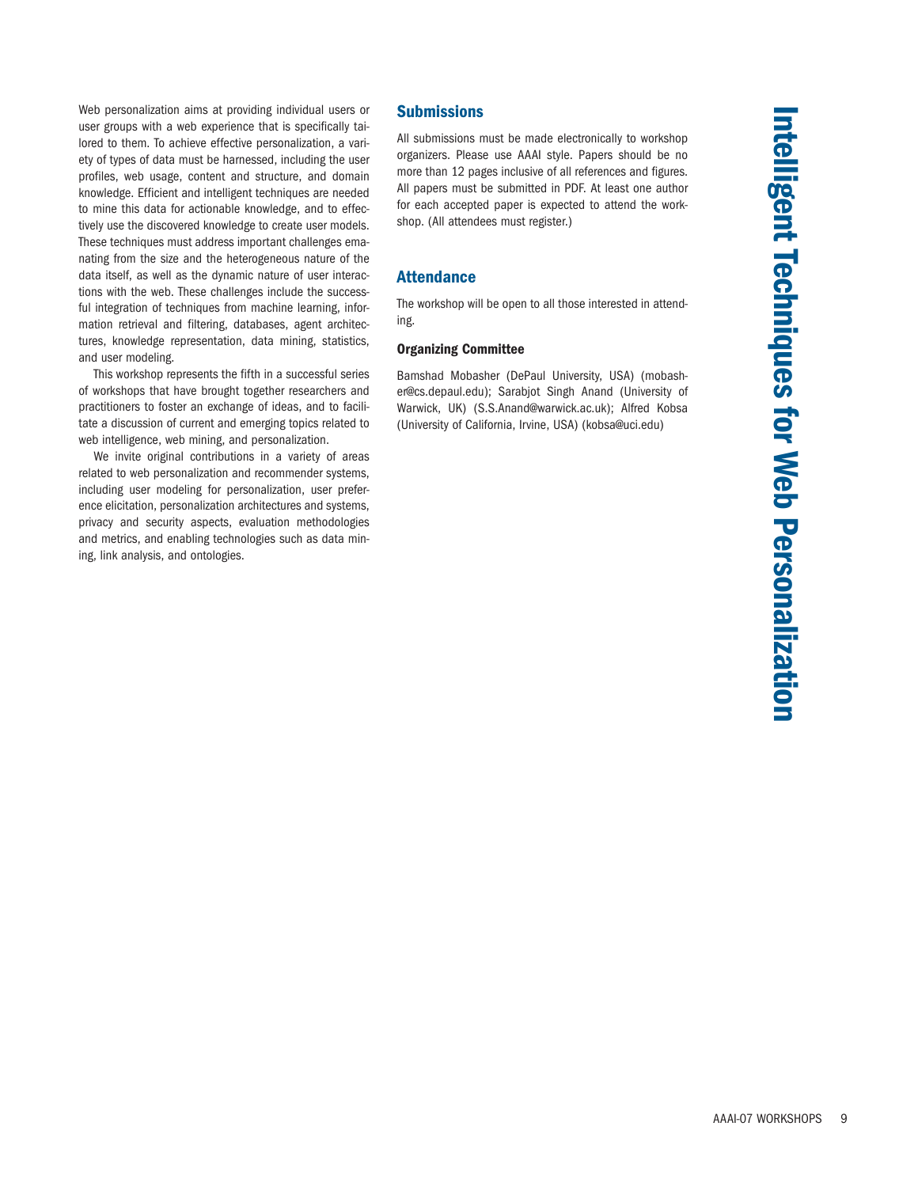# Intelligent Techniques for Web Personalization

Web personalization aims at providing individual users or user groups with a web experience that is specifically tailored to them. To achieve effective personalization, a variety of types of data must be harnessed, including the user profiles, web usage, content and structure, and domain knowledge. Efficient and intelligent techniques are needed to mine this data for actionable knowledge, and to effectively use the discovered knowledge to create user models. These techniques must address important challenges emanating from the size and the heterogeneous nature of the data itself, as well as the dynamic nature of user interactions with the web. These challenges include the successful integration of techniques from machine learning, information retrieval and filtering, databases, agent architectures, knowledge representation, data mining, statistics, and user modeling.

This workshop represents the fifth in a successful series of workshops that have brought together researchers and practitioners to foster an exchange of ideas, and to facilitate a discussion of current and emerging topics related to web intelligence, web mining, and personalization.

We invite original contributions in a variety of areas related to web personalization and recommender systems, including user modeling for personalization, user preference elicitation, personalization architectures and systems, privacy and security aspects, evaluation methodologies and metrics, and enabling technologies such as data mining, link analysis, and ontologies.

## Submissions

All submissions must be made electronically to workshop organizers. Please use AAAI style. Papers should be no more than 12 pages inclusive of all references and figures. All papers must be submitted in PDF. At least one author for each accepted paper is expected to attend the workshop. (All attendees must register.)

## Attendance

The workshop will be open to all those interested in attending.

### Organizing Committee

Bamshad Mobasher (DePaul University, USA) (mobasher@cs.depaul.edu); Sarabjot Singh Anand (University of Warwick, UK) (S.S.Anand@warwick.ac.uk); Alfred Kobsa (University of California, Irvine, USA) (kobsa@uci.edu)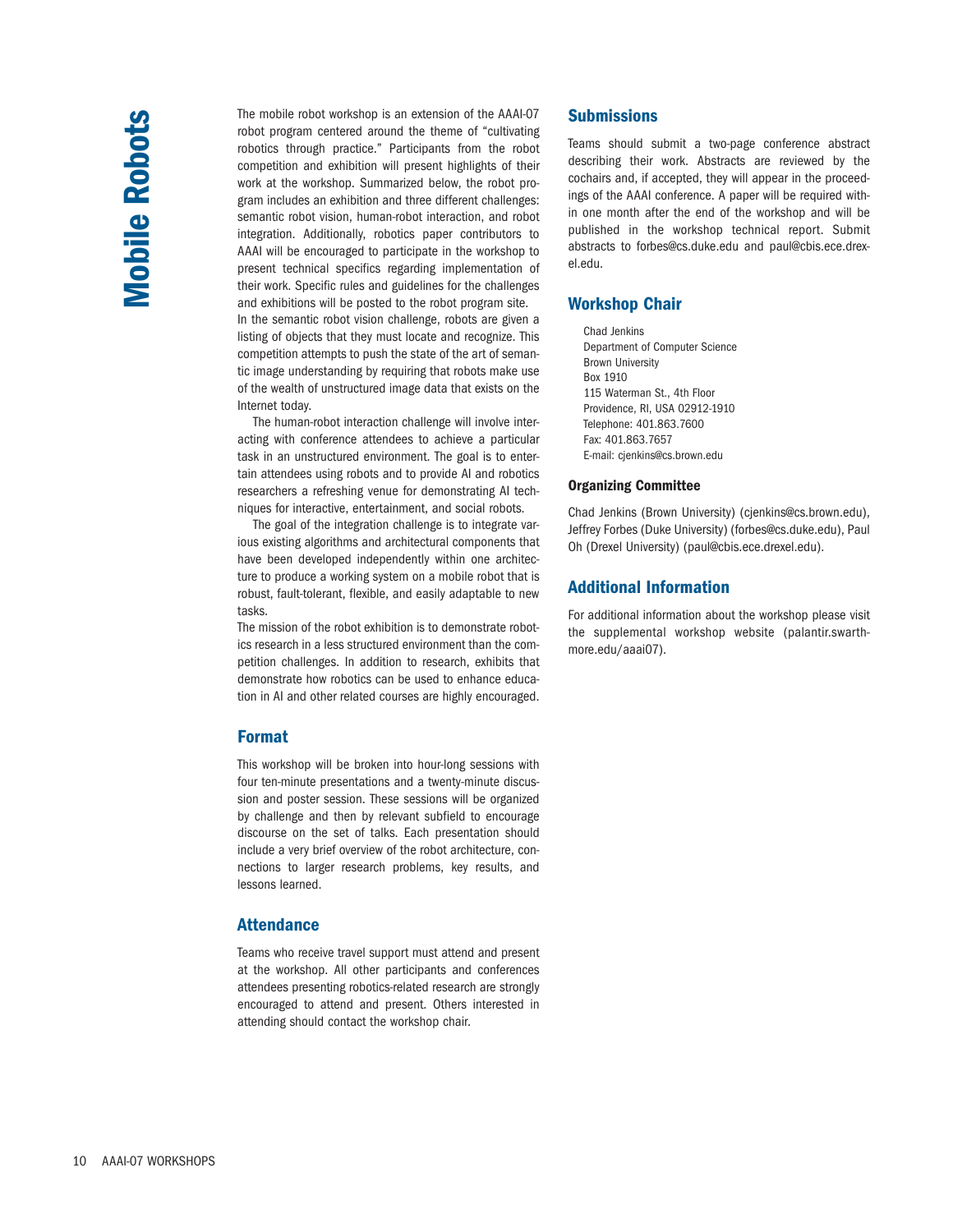# Mobile Robots

The mobile robot workshop is an extension of the AAAI-07 robot program centered around the theme of "cultivating robotics through practice." Participants from the robot competition and exhibition will present highlights of their work at the workshop. Summarized below, the robot program includes an exhibition and three different challenges: semantic robot vision, human-robot interaction, and robot integration. Additionally, robotics paper contributors to AAAI will be encouraged to participate in the workshop to present technical specifics regarding implementation of their work. Specific rules and guidelines for the challenges and exhibitions will be posted to the robot program site.

In the semantic robot vision challenge, robots are given a listing of objects that they must locate and recognize. This competition attempts to push the state of the art of semantic image understanding by requiring that robots make use of the wealth of unstructured image data that exists on the Internet today.

The human-robot interaction challenge will involve interacting with conference attendees to achieve a particular task in an unstructured environment. The goal is to entertain attendees using robots and to provide AI and robotics researchers a refreshing venue for demonstrating AI techniques for interactive, entertainment, and social robots.

The goal of the integration challenge is to integrate various existing algorithms and architectural components that have been developed independently within one architecture to produce a working system on a mobile robot that is robust, fault-tolerant, flexible, and easily adaptable to new tasks.

The mission of the robot exhibition is to demonstrate robotics research in a less structured environment than the competition challenges. In addition to research, exhibits that demonstrate how robotics can be used to enhance education in AI and other related courses are highly encouraged.

## Format

This workshop will be broken into hour-long sessions with four ten-minute presentations and a twenty-minute discussion and poster session. These sessions will be organized by challenge and then by relevant subfield to encourage discourse on the set of talks. Each presentation should include a very brief overview of the robot architecture, connections to larger research problems, key results, and lessons learned.

## Attendance

Teams who receive travel support must attend and present at the workshop. All other participants and conferences attendees presenting robotics-related research are strongly encouraged to attend and present. Others interested in attending should contact the workshop chair.

## Submissions

Teams should submit a two-page conference abstract describing their work. Abstracts are reviewed by the cochairs and, if accepted, they will appear in the proceedings of the AAAI conference. A paper will be required within one month after the end of the workshop and will be published in the workshop technical report. Submit abstracts to forbes@cs.duke.edu and paul@cbis.ece.drexel.edu.

## Workshop Chair

Chad Jenkins
Department of Computer Science
Brown University
Box 1910
115 Waterman St., 4th Floor
Providence, RI, USA 02912-1910
Telephone: 401.863.7600
Fax: 401.863.7657
E-mail: cjenkins@cs.brown.edu

### Organizing Committee

Chad Jenkins (Brown University) (cjenkins@cs.brown.edu), Jeffrey Forbes (Duke University) (forbes@cs.duke.edu), Paul Oh (Drexel University) (paul@cbis.ece.drexel.edu).

## Additional Information

For additional information about the workshop please visit the supplemental workshop website (palantir.swarthmore.edu/aaai07).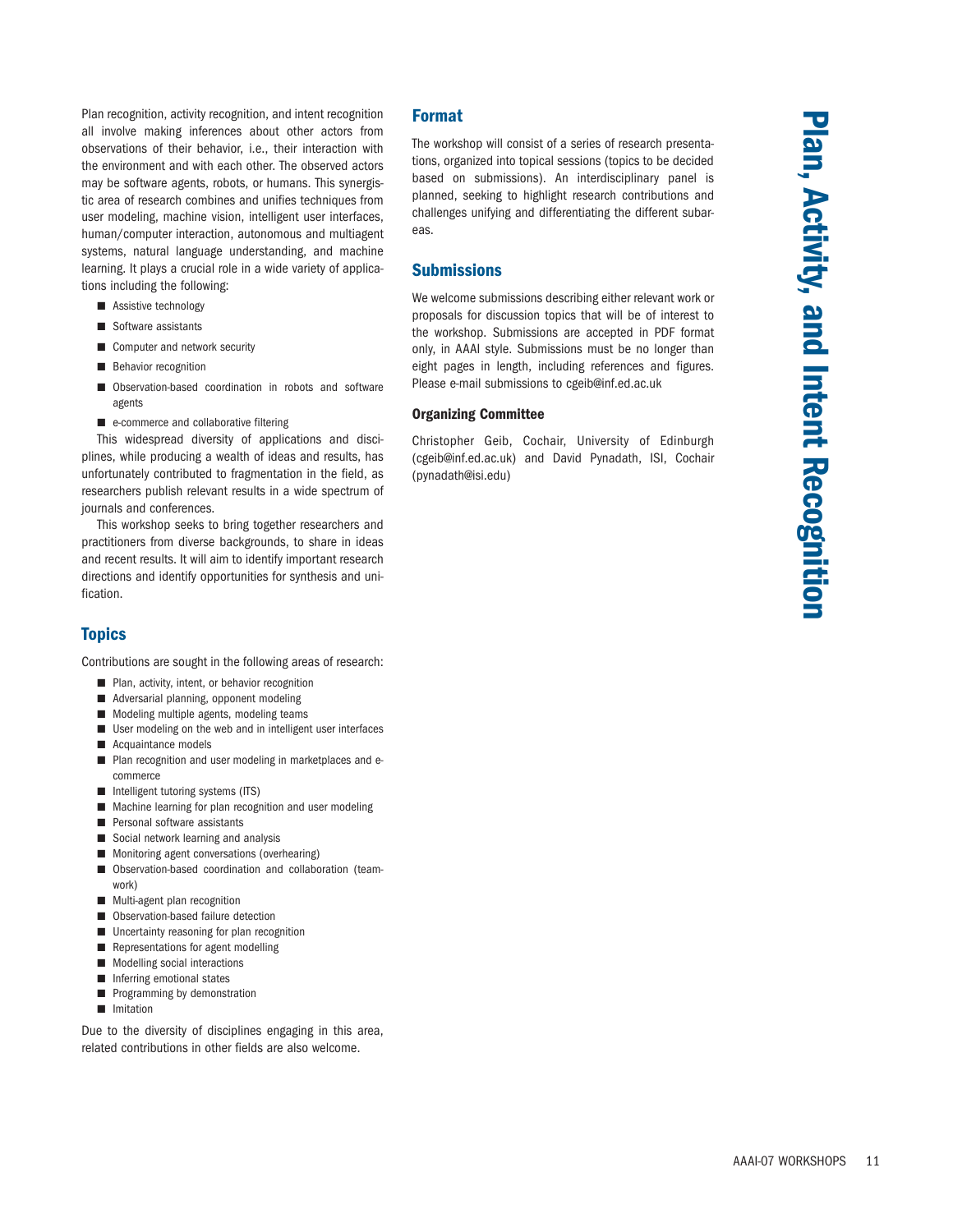# Plan, Activity, and Intent Recognition

Plan recognition, activity recognition, and intent recognition all involve making inferences about other actors from observations of their behavior, i.e., their interaction with the environment and with each other. The observed actors may be software agents, robots, or humans. This synergistic area of research combines and unifies techniques from user modeling, machine vision, intelligent user interfaces, human/computer interaction, autonomous and multiagent systems, natural language understanding, and machine learning. It plays a crucial role in a wide variety of applications including the following:

- Assistive technology
- Software assistants
- Computer and network security
- Behavior recognition
- Observation-based coordination in robots and software agents
- e-commerce and collaborative filtering

This widespread diversity of applications and disciplines, while producing a wealth of ideas and results, has unfortunately contributed to fragmentation in the field, as researchers publish relevant results in a wide spectrum of journals and conferences.

This workshop seeks to bring together researchers and practitioners from diverse backgrounds, to share in ideas and recent results. It will aim to identify important research directions and identify opportunities for synthesis and unification.

## Topics

Contributions are sought in the following areas of research:

- Plan, activity, intent, or behavior recognition
- Adversarial planning, opponent modeling
- Modeling multiple agents, modeling teams
- User modeling on the web and in intelligent user interfaces
- Acquaintance models
- Plan recognition and user modeling in marketplaces and e-commerce
- Intelligent tutoring systems (ITS)
- Machine learning for plan recognition and user modeling
- Personal software assistants
- Social network learning and analysis
- Monitoring agent conversations (overhearing)
- Observation-based coordination and collaboration (teamwork)
- Multi-agent plan recognition
- Observation-based failure detection
- Uncertainty reasoning for plan recognition
- Representations for agent modelling
- Modelling social interactions
- Inferring emotional states
- Programming by demonstration
- Imitation

Due to the diversity of disciplines engaging in this area, related contributions in other fields are also welcome.

## Format

The workshop will consist of a series of research presentations, organized into topical sessions (topics to be decided based on submissions). An interdisciplinary panel is planned, seeking to highlight research contributions and challenges unifying and differentiating the different subareas.

## Submissions

We welcome submissions describing either relevant work or proposals for discussion topics that will be of interest to the workshop. Submissions are accepted in PDF format only, in AAAI style. Submissions must be no longer than eight pages in length, including references and figures. Please e-mail submissions to cgeib@inf.ed.ac.uk

### Organizing Committee

Christopher Geib, Cochair, University of Edinburgh (cgeib@inf.ed.ac.uk) and David Pynadath, ISI, Cochair (pynadath@isi.edu)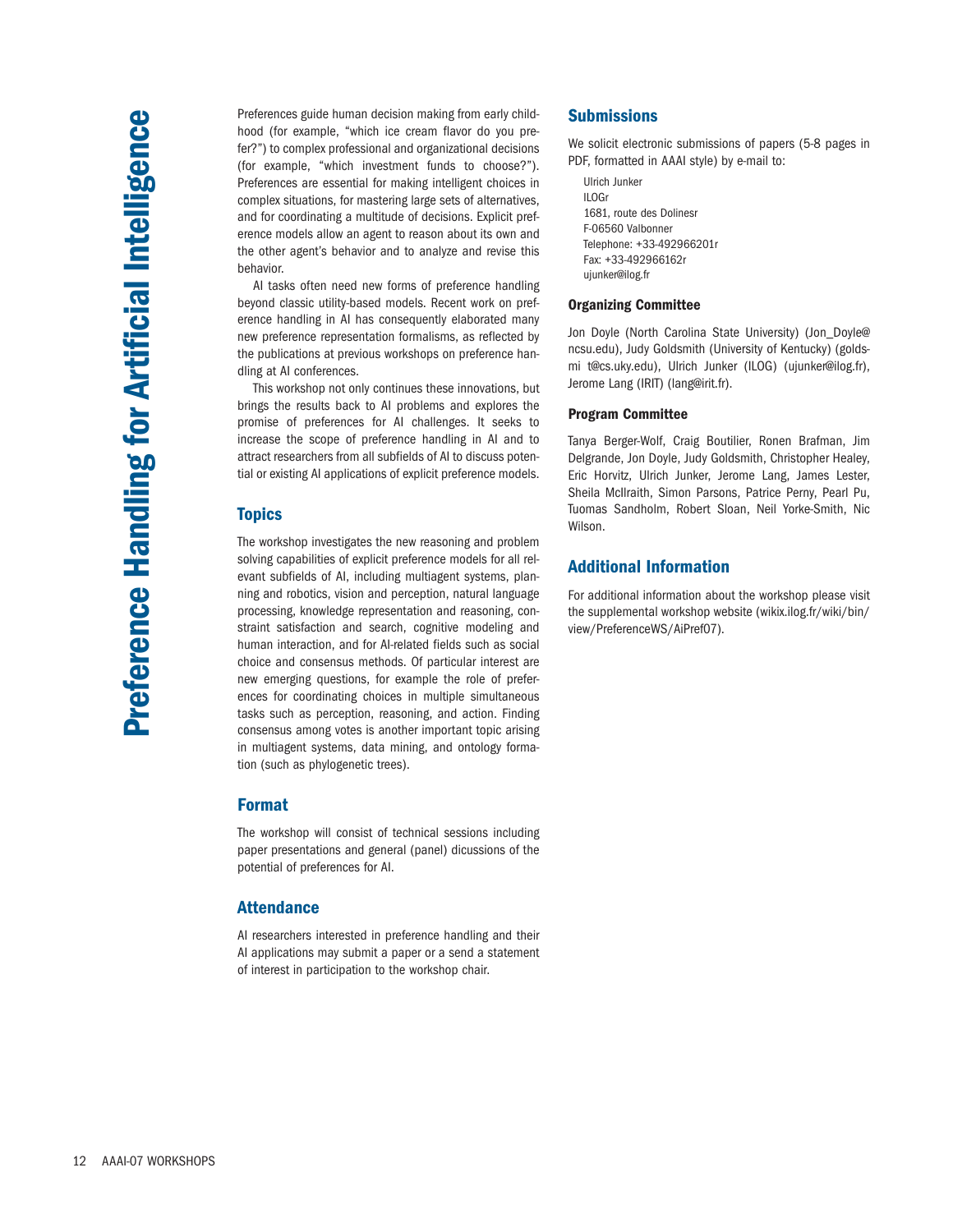# Preference Handling for Artificial Intelligence

Preferences guide human decision making from early childhood (for example, "which ice cream flavor do you prefer?") to complex professional and organizational decisions (for example, "which investment funds to choose?"). Preferences are essential for making intelligent choices in complex situations, for mastering large sets of alternatives, and for coordinating a multitude of decisions. Explicit preference models allow an agent to reason about its own and the other agent's behavior and to analyze and revise this behavior.

AI tasks often need new forms of preference handling beyond classic utility-based models. Recent work on preference handling in AI has consequently elaborated many new preference representation formalisms, as reflected by the publications at previous workshops on preference handling at AI conferences.

This workshop not only continues these innovations, but brings the results back to AI problems and explores the promise of preferences for AI challenges. It seeks to increase the scope of preference handling in AI and to attract researchers from all subfields of AI to discuss potential or existing AI applications of explicit preference models.

## Topics

The workshop investigates the new reasoning and problem solving capabilities of explicit preference models for all relevant subfields of AI, including multiagent systems, planning and robotics, vision and perception, natural language processing, knowledge representation and reasoning, constraint satisfaction and search, cognitive modeling and human interaction, and for AI-related fields such as social choice and consensus methods. Of particular interest are new emerging questions, for example the role of preferences for coordinating choices in multiple simultaneous tasks such as perception, reasoning, and action. Finding consensus among votes is another important topic arising in multiagent systems, data mining, and ontology formation (such as phylogenetic trees).

## Format

The workshop will consist of technical sessions including paper presentations and general (panel) dicussions of the potential of preferences for AI.

## Attendance

AI researchers interested in preference handling and their AI applications may submit a paper or a send a statement of interest in participation to the workshop chair.

## Submissions

We solicit electronic submissions of papers (5-8 pages in PDF, formatted in AAAI style) by e-mail to:

Ulrich Junker
ILOGr
1681, route des Dolinesr
F-06560 Valbonner
Telephone: +33-492966201r
Fax: +33-492966162r
ujunker@ilog.fr

### Organizing Committee

Jon Doyle (North Carolina State University) (Jon_Doyle@ncsu.edu), Judy Goldsmith (University of Kentucky) (goldsmi t@cs.uky.edu), Ulrich Junker (ILOG) (ujunker@ilog.fr), Jerome Lang (IRIT) (lang@irit.fr).

### Program Committee

Tanya Berger-Wolf, Craig Boutilier, Ronen Brafman, Jim Delgrande, Jon Doyle, Judy Goldsmith, Christopher Healey, Eric Horvitz, Ulrich Junker, Jerome Lang, James Lester, Sheila McIlraith, Simon Parsons, Patrice Perny, Pearl Pu, Tuomas Sandholm, Robert Sloan, Neil Yorke-Smith, Nic Wilson.

## Additional Information

For additional information about the workshop please visit the supplemental workshop website (wikix.ilog.fr/wiki/bin/view/PreferenceWS/AiPref07).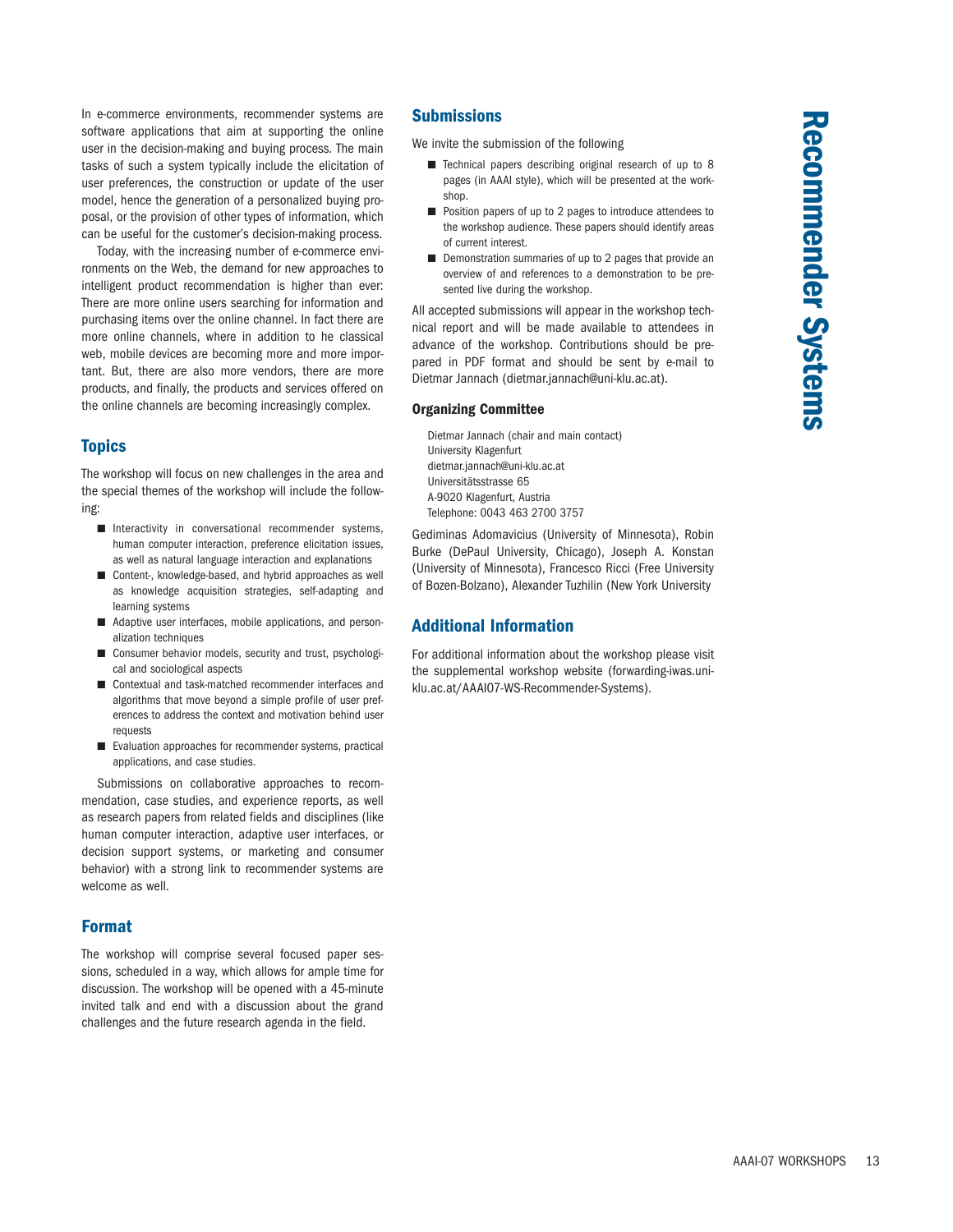# Recommender Systems

In e-commerce environments, recommender systems are software applications that aim at supporting the online user in the decision-making and buying process. The main tasks of such a system typically include the elicitation of user preferences, the construction or update of the user model, hence the generation of a personalized buying proposal, or the provision of other types of information, which can be useful for the customer's decision-making process.

Today, with the increasing number of e-commerce environments on the Web, the demand for new approaches to intelligent product recommendation is higher than ever: There are more online users searching for information and purchasing items over the online channel. In fact there are more online channels, where in addition to he classical web, mobile devices are becoming more and more important. But, there are also more vendors, there are more products, and finally, the products and services offered on the online channels are becoming increasingly complex.

## Topics

The workshop will focus on new challenges in the area and the special themes of the workshop will include the following:

- Interactivity in conversational recommender systems, human computer interaction, preference elicitation issues, as well as natural language interaction and explanations
- Content-, knowledge-based, and hybrid approaches as well as knowledge acquisition strategies, self-adapting and learning systems
- Adaptive user interfaces, mobile applications, and personalization techniques
- Consumer behavior models, security and trust, psychological and sociological aspects
- Contextual and task-matched recommender interfaces and algorithms that move beyond a simple profile of user preferences to address the context and motivation behind user requests
- Evaluation approaches for recommender systems, practical applications, and case studies.

Submissions on collaborative approaches to recommendation, case studies, and experience reports, as well as research papers from related fields and disciplines (like human computer interaction, adaptive user interfaces, or decision support systems, or marketing and consumer behavior) with a strong link to recommender systems are welcome as well.

## Format

The workshop will comprise several focused paper sessions, scheduled in a way, which allows for ample time for discussion. The workshop will be opened with a 45-minute invited talk and end with a discussion about the grand challenges and the future research agenda in the field.

## Submissions

We invite the submission of the following

- Technical papers describing original research of up to 8 pages (in AAAI style), which will be presented at the workshop.
- Position papers of up to 2 pages to introduce attendees to the workshop audience. These papers should identify areas of current interest.
- Demonstration summaries of up to 2 pages that provide an overview of and references to a demonstration to be presented live during the workshop.

All accepted submissions will appear in the workshop technical report and will be made available to attendees in advance of the workshop. Contributions should be prepared in PDF format and should be sent by e-mail to Dietmar Jannach (dietmar.jannach@uni-klu.ac.at).

### Organizing Committee

Dietmar Jannach (chair and main contact)
University Klagenfurt
dietmar.jannach@uni-klu.ac.at
Universitätsstrasse 65
A-9020 Klagenfurt, Austria
Telephone: 0043 463 2700 3757

Gediminas Adomavicius (University of Minnesota), Robin Burke (DePaul University, Chicago), Joseph A. Konstan (University of Minnesota), Francesco Ricci (Free University of Bozen-Bolzano), Alexander Tuzhilin (New York University

## Additional Information

For additional information about the workshop please visit the supplemental workshop website (forwarding-iwas.uni-klu.ac.at/AAAI07-WS-Recommender-Systems).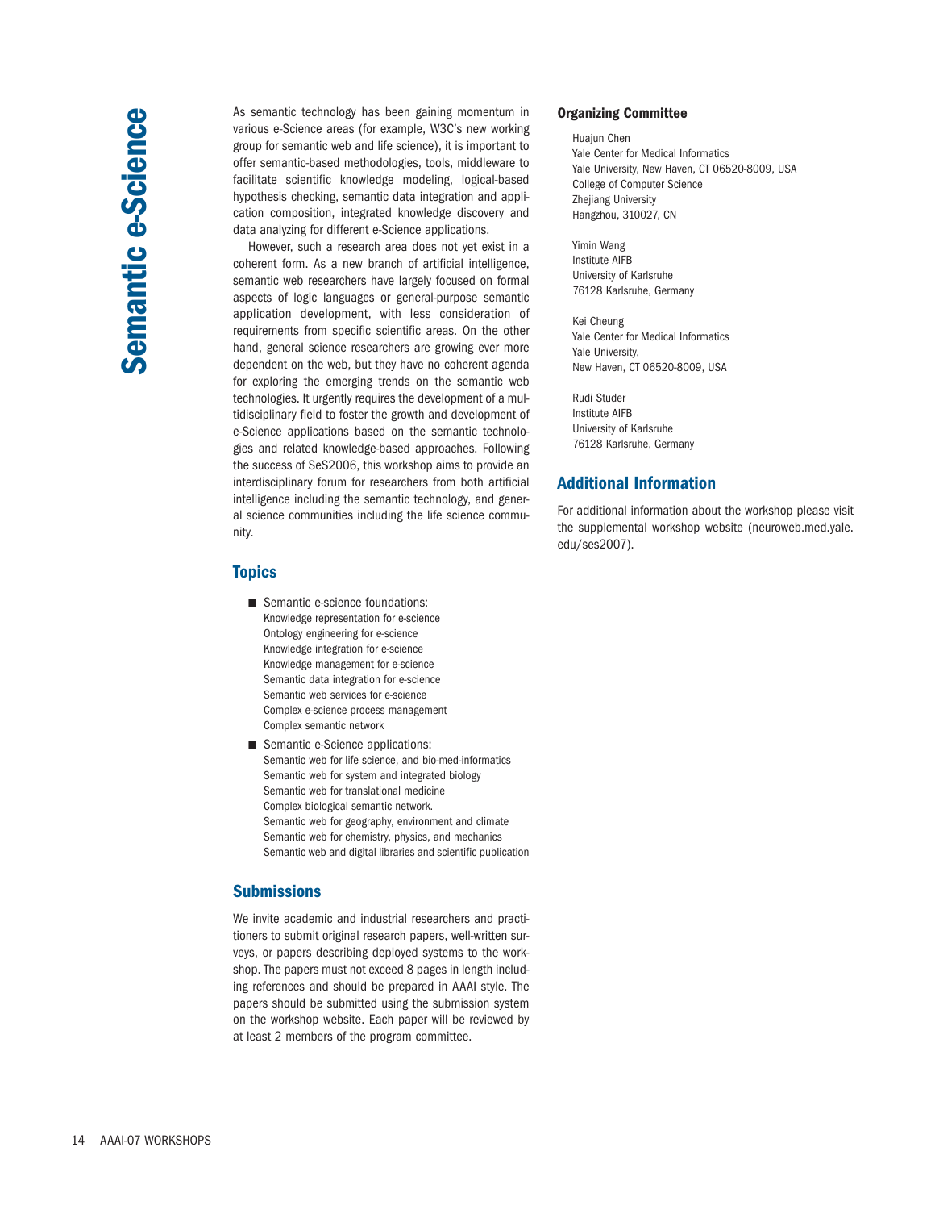# Semantic e-Science

As semantic technology has been gaining momentum in various e-Science areas (for example, W3C's new working group for semantic web and life science), it is important to offer semantic-based methodologies, tools, middleware to facilitate scientific knowledge modeling, logical-based hypothesis checking, semantic data integration and application composition, integrated knowledge discovery and data analyzing for different e-Science applications.

However, such a research area does not yet exist in a coherent form. As a new branch of artificial intelligence, semantic web researchers have largely focused on formal aspects of logic languages or general-purpose semantic application development, with less consideration of requirements from specific scientific areas. On the other hand, general science researchers are growing ever more dependent on the web, but they have no coherent agenda for exploring the emerging trends on the semantic web technologies. It urgently requires the development of a multidisciplinary field to foster the growth and development of e-Science applications based on the semantic technologies and related knowledge-based approaches. Following the success of SeS2006, this workshop aims to provide an interdisciplinary forum for researchers from both artificial intelligence including the semantic technology, and general science communities including the life science community.

## Topics

- Semantic e-science foundations:
  Knowledge representation for e-science
  Ontology engineering for e-science
  Knowledge integration for e-science
  Knowledge management for e-science
  Semantic data integration for e-science
  Semantic web services for e-science
  Complex e-science process management
  Complex semantic network
- Semantic e-Science applications:
  Semantic web for life science, and bio-med-informatics
  Semantic web for system and integrated biology
  Semantic web for translational medicine
  Complex biological semantic network.
  Semantic web for geography, environment and climate
  Semantic web for chemistry, physics, and mechanics
  Semantic web and digital libraries and scientific publication

## Submissions

We invite academic and industrial researchers and practitioners to submit original research papers, well-written surveys, or papers describing deployed systems to the workshop. The papers must not exceed 8 pages in length including references and should be prepared in AAAI style. The papers should be submitted using the submission system on the workshop website. Each paper will be reviewed by at least 2 members of the program committee.

### Organizing Committee

Huajun Chen
Yale Center for Medical Informatics
Yale University, New Haven, CT 06520-8009, USA
College of Computer Science
Zhejiang University
Hangzhou, 310027, CN

Yimin Wang
Institute AIFB
University of Karlsruhe
76128 Karlsruhe, Germany

Kei Cheung
Yale Center for Medical Informatics
Yale University,
New Haven, CT 06520-8009, USA

Rudi Studer
Institute AIFB
University of Karlsruhe
76128 Karlsruhe, Germany

## Additional Information

For additional information about the workshop please visit the supplemental workshop website (neuroweb.med.yale.edu/ses2007).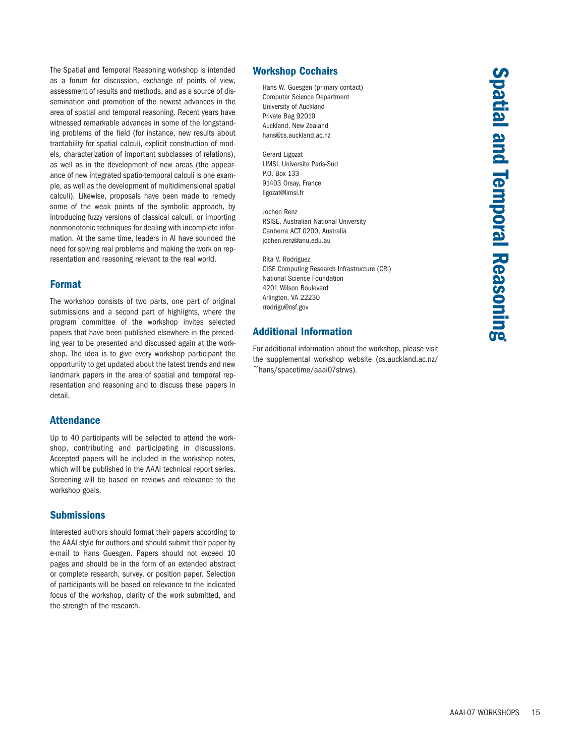# Spatial and Temporal Reasoning

The Spatial and Temporal Reasoning workshop is intended as a forum for discussion, exchange of points of view, assessment of results and methods, and as a source of dissemination and promotion of the newest advances in the area of spatial and temporal reasoning. Recent years have witnessed remarkable advances in some of the longstanding problems of the field (for instance, new results about tractability for spatial calculi, explicit construction of models, characterization of important subclasses of relations), as well as in the development of new areas (the appearance of new integrated spatio-temporal calculi is one example, as well as the development of multidimensional spatial calculi). Likewise, proposals have been made to remedy some of the weak points of the symbolic approach, by introducing fuzzy versions of classical calculi, or importing nonmonotonic techniques for dealing with incomplete information. At the same time, leaders in AI have sounded the need for solving real problems and making the work on representation and reasoning relevant to the real world.

## Format

The workshop consists of two parts, one part of original submissions and a second part of highlights, where the program committee of the workshop invites selected papers that have been published elsewhere in the preceding year to be presented and discussed again at the workshop. The idea is to give every workshop participant the opportunity to get updated about the latest trends and new landmark papers in the area of spatial and temporal representation and reasoning and to discuss these papers in detail.

## Attendance

Up to 40 participants will be selected to attend the workshop, contributing and participating in discussions. Accepted papers will be included in the workshop notes, which will be published in the AAAI technical report series. Screening will be based on reviews and relevance to the workshop goals.

## Submissions

Interested authors should format their papers according to the AAAI style for authors and should submit their paper by e-mail to Hans Guesgen. Papers should not exceed 10 pages and should be in the form of an extended abstract or complete research, survey, or position paper. Selection of participants will be based on relevance to the indicated focus of the workshop, clarity of the work submitted, and the strength of the research.

## Workshop Cochairs

Hans W. Guesgen (primary contact)
Computer Science Department
University of Auckland
Private Bag 92019
Auckland, New Zealand
hans@cs.auckland.ac.nz

Gerard Ligozat
LIMSI, Universite Paris-Sud
P.O. Box 133
91403 Orsay, France
ligozat@limsi.fr

Jochen Renz
RSISE, Australian National University
Canberra ACT 0200, Australia
jochen.renz@anu.edu.au

Rita V. Rodriguez
CISE Computing Research Infrastructure (CRI)
National Science Foundation
4201 Wilson Boulevard
Arlington, VA 22230
rrodrigu@nsf.gov

## Additional Information

For additional information about the workshop, please visit the supplemental workshop website (cs.auckland.ac.nz/~hans/spacetime/aaai07strws).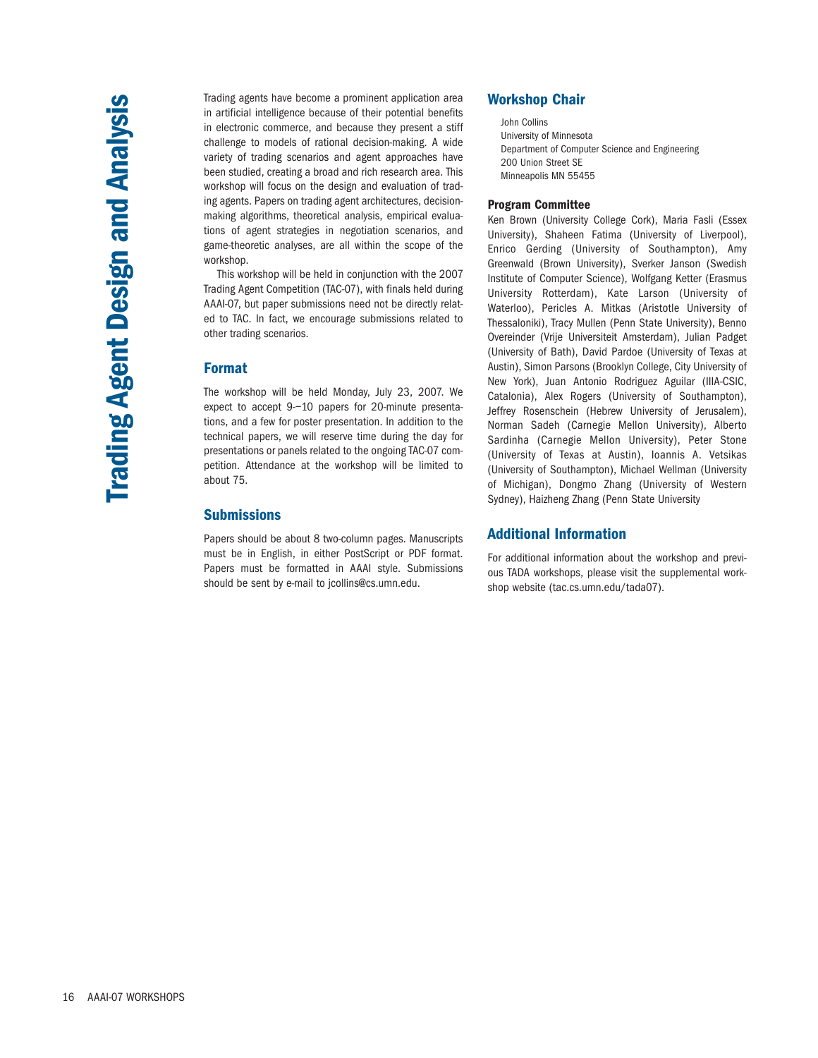# Trading Agent Design and Analysis

Trading agents have become a prominent application area in artificial intelligence because of their potential benefits in electronic commerce, and because they present a stiff challenge to models of rational decision-making. A wide variety of trading scenarios and agent approaches have been studied, creating a broad and rich research area. This workshop will focus on the design and evaluation of trading agents. Papers on trading agent architectures, decision-making algorithms, theoretical analysis, empirical evaluations of agent strategies in negotiation scenarios, and game-theoretic analyses, are all within the scope of the workshop.

This workshop will be held in conjunction with the 2007 Trading Agent Competition (TAC-07), with finals held during AAAI-07, but paper submissions need not be directly related to TAC. In fact, we encourage submissions related to other trading scenarios.

## Format

The workshop will be held Monday, July 23, 2007. We expect to accept 9–10 papers for 20-minute presentations, and a few for poster presentation. In addition to the technical papers, we will reserve time during the day for presentations or panels related to the ongoing TAC-07 competition. Attendance at the workshop will be limited to about 75.

## Submissions

Papers should be about 8 two-column pages. Manuscripts must be in English, in either PostScript or PDF format. Papers must be formatted in AAAI style. Submissions should be sent by e-mail to jcollins@cs.umn.edu.

## Workshop Chair

John Collins
University of Minnesota
Department of Computer Science and Engineering
200 Union Street SE
Minneapolis MN 55455

### Program Committee

Ken Brown (University College Cork), Maria Fasli (Essex University), Shaheen Fatima (University of Liverpool), Enrico Gerding (University of Southampton), Amy Greenwald (Brown University), Sverker Janson (Swedish Institute of Computer Science), Wolfgang Ketter (Erasmus University Rotterdam), Kate Larson (University of Waterloo), Pericles A. Mitkas (Aristotle University of Thessaloniki), Tracy Mullen (Penn State University), Benno Overeinder (Vrije Universiteit Amsterdam), Julian Padget (University of Bath), David Pardoe (University of Texas at Austin), Simon Parsons (Brooklyn College, City University of New York), Juan Antonio Rodriguez Aguilar (IIIA-CSIC, Catalonia), Alex Rogers (University of Southampton), Jeffrey Rosenschein (Hebrew University of Jerusalem), Norman Sadeh (Carnegie Mellon University), Alberto Sardinha (Carnegie Mellon University), Peter Stone (University of Texas at Austin), Ioannis A. Vetsikas (University of Southampton), Michael Wellman (University of Michigan), Dongmo Zhang (University of Western Sydney), Haizheng Zhang (Penn State University

## Additional Information

For additional information about the workshop and previous TADA workshops, please visit the supplemental workshop website (tac.cs.umn.edu/tada07).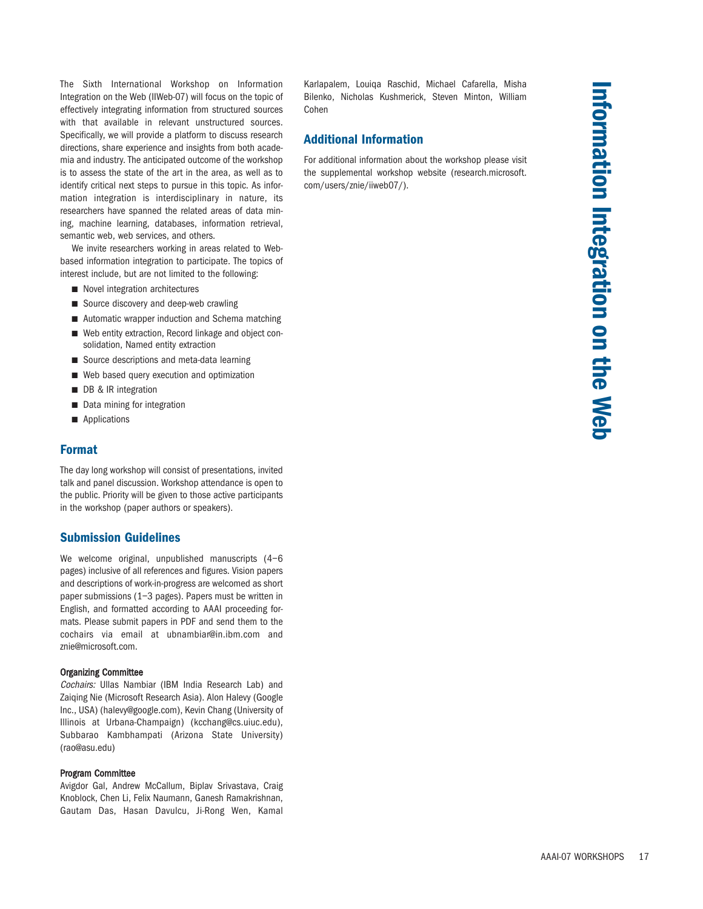# Information Integration on the Web

The Sixth International Workshop on Information Integration on the Web (IIWeb-07) will focus on the topic of effectively integrating information from structured sources with that available in relevant unstructured sources. Specifically, we will provide a platform to discuss research directions, share experience and insights from both academia and industry. The anticipated outcome of the workshop is to assess the state of the art in the area, as well as to identify critical next steps to pursue in this topic. As information integration is interdisciplinary in nature, its researchers have spanned the related areas of data mining, machine learning, databases, information retrieval, semantic web, web services, and others.

We invite researchers working in areas related to Web-based information integration to participate. The topics of interest include, but are not limited to the following:

- Novel integration architectures
- Source discovery and deep-web crawling
- Automatic wrapper induction and Schema matching
- Web entity extraction, Record linkage and object consolidation, Named entity extraction
- Source descriptions and meta-data learning
- Web based query execution and optimization
- DB & IR integration
- Data mining for integration
- Applications

## Format

The day long workshop will consist of presentations, invited talk and panel discussion. Workshop attendance is open to the public. Priority will be given to those active participants in the workshop (paper authors or speakers).

## Submission Guidelines

We welcome original, unpublished manuscripts (4–6 pages) inclusive of all references and figures. Vision papers and descriptions of work-in-progress are welcomed as short paper submissions (1–3 pages). Papers must be written in English, and formatted according to AAAI proceeding formats. Please submit papers in PDF and send them to the cochairs via email at ubnambiar@in.ibm.com and znie@microsoft.com.

### Organizing Committee

*Cochairs:* Ullas Nambiar (IBM India Research Lab) and Zaiqing Nie (Microsoft Research Asia). Alon Halevy (Google Inc., USA) (halevy@google.com), Kevin Chang (University of Illinois at Urbana-Champaign) (kcchang@cs.uiuc.edu), Subbarao Kambhampati (Arizona State University) (rao@asu.edu)

### Program Committee

Avigdor Gal, Andrew McCallum, Biplav Srivastava, Craig Knoblock, Chen Li, Felix Naumann, Ganesh Ramakrishnan, Gautam Das, Hasan Davulcu, Ji-Rong Wen, Kamal Karlapalem, Louiqa Raschid, Michael Cafarella, Misha Bilenko, Nicholas Kushmerick, Steven Minton, William Cohen

## Additional Information

For additional information about the workshop please visit the supplemental workshop website (research.microsoft.com/users/znie/iiweb07/).